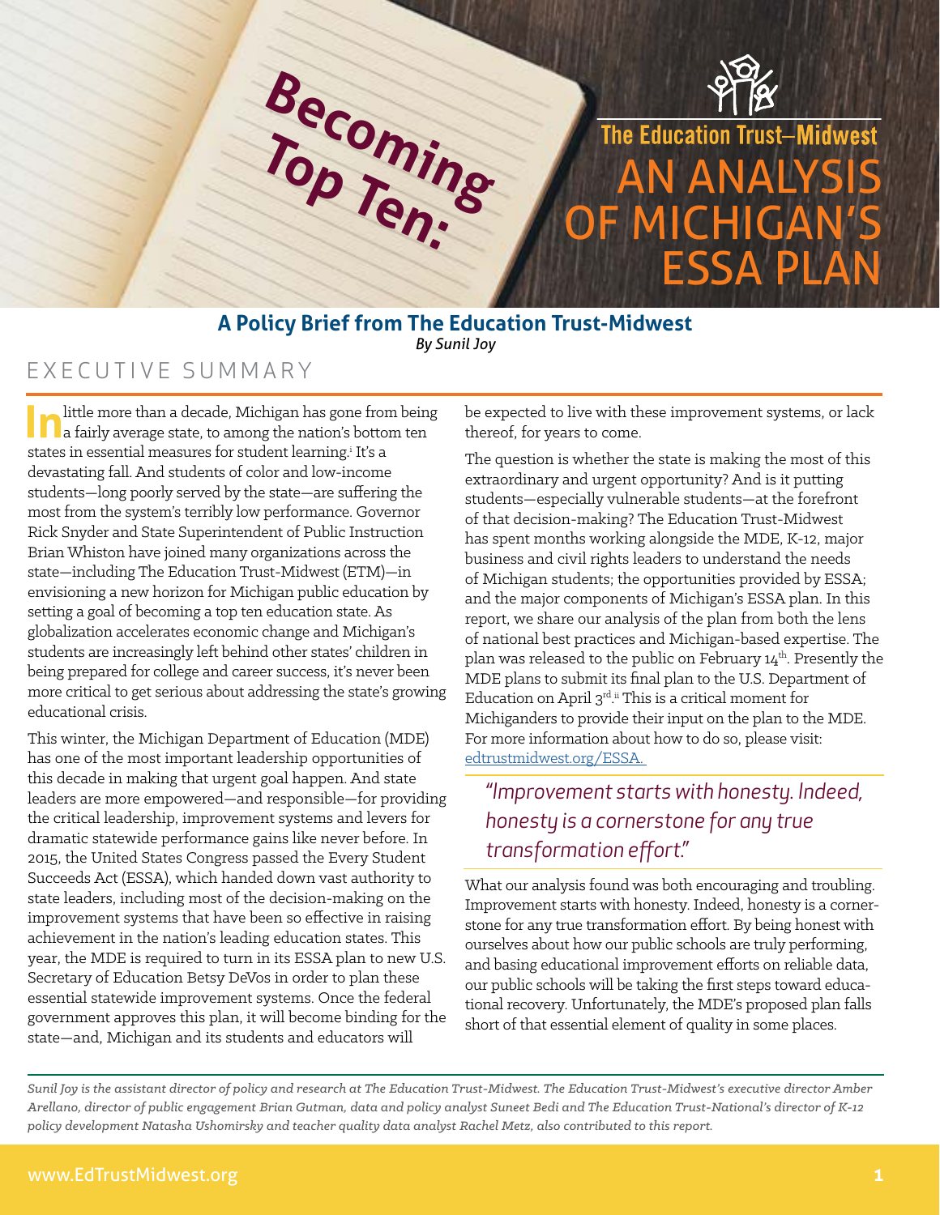# Becoming Top Ten: An Analysis of Michigan's ESSA Plan

The Education Trust–Midwest

## A Policy Brief from The Education Trust-Midwest

*By Sunil Joy*

## EXECUTIVE SUMMARY

In little more than a decade, Michigan has gone from being a fairly average state, to among the nation's bottom ten states in essential measures for student learning.[i] It's a devastating fall. And students of color and low-income students—long poorly served by the state—are suffering the most from the system's terribly low performance. Governor Rick Snyder and State Superintendent of Public Instruction Brian Whiston have joined many organizations across the state—including The Education Trust-Midwest (ETM)—in envisioning a new horizon for Michigan public education by setting a goal of becoming a top ten education state. As globalization accelerates economic change and Michigan's students are increasingly left behind other states' children in being prepared for college and career success, it's never been more critical to get serious about addressing the state's growing educational crisis.

This winter, the Michigan Department of Education (MDE) has one of the most important leadership opportunities of this decade in making that urgent goal happen. And state leaders are more empowered—and responsible—for providing the critical leadership, improvement systems and levers for dramatic statewide performance gains like never before. In 2015, the United States Congress passed the Every Student Succeeds Act (ESSA), which handed down vast authority to state leaders, including most of the decision-making on the improvement systems that have been so effective in raising achievement in the nation's leading education states. This year, the MDE is required to turn in its ESSA plan to new U.S. Secretary of Education Betsy DeVos in order to plan these essential statewide improvement systems. Once the federal government approves this plan, it will become binding for the state—and, Michigan and its students and educators will be expected to live with these improvement systems, or lack thereof, for years to come.

The question is whether the state is making the most of this extraordinary and urgent opportunity? And is it putting students—especially vulnerable students—at the forefront of that decision-making? The Education Trust-Midwest has spent months working alongside the MDE, K-12, major business and civil rights leaders to understand the needs of Michigan students; the opportunities provided by ESSA; and the major components of Michigan's ESSA plan. In this report, we share our analysis of the plan from both the lens of national best practices and Michigan-based expertise. The plan was released to the public on February 14th. Presently the MDE plans to submit its final plan to the U.S. Department of Education on April 3rd.[ii] This is a critical moment for Michiganders to provide their input on the plan to the MDE. For more information about how to do so, please visit: edtrustmidwest.org/ESSA.

> *"Improvement starts with honesty. Indeed, honesty is a cornerstone for any true transformation effort."*

What our analysis found was both encouraging and troubling. Improvement starts with honesty. Indeed, honesty is a cornerstone for any true transformation effort. By being honest with ourselves about how our public schools are truly performing, and basing educational improvement efforts on reliable data, our public schools will be taking the first steps toward educational recovery. Unfortunately, the MDE's proposed plan falls short of that essential element of quality in some places.

*Sunil Joy is the assistant director of policy and research at The Education Trust-Midwest. The Education Trust-Midwest's executive director Amber Arellano, director of public engagement Brian Gutman, data and policy analyst Suneet Bedi and The Education Trust-National's director of K-12 policy development Natasha Ushomirsky and teacher quality data analyst Rachel Metz, also contributed to this report.*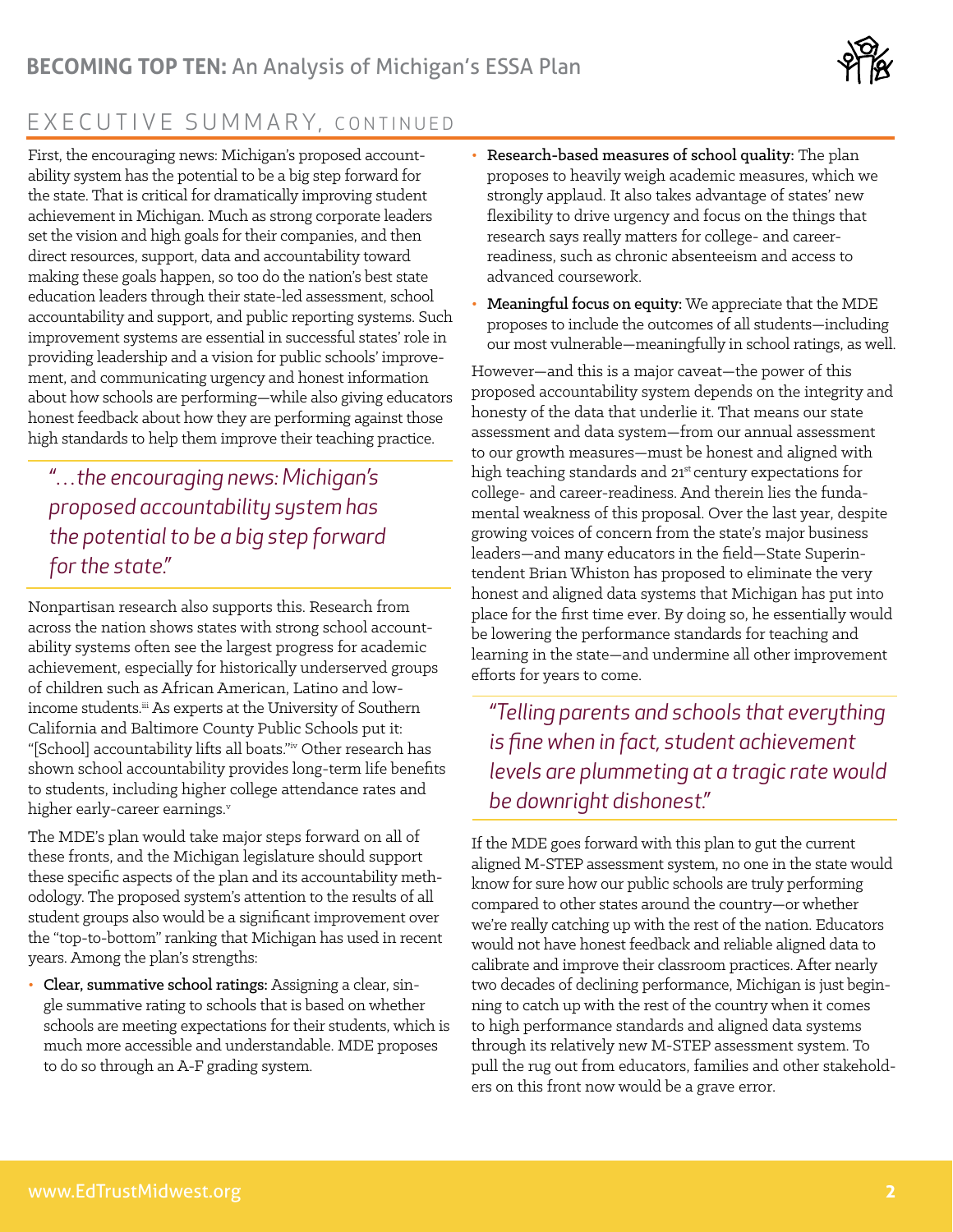## EXECUTIVE SUMMARY, CONTINUED

First, the encouraging news: Michigan's proposed accountability system has the potential to be a big step forward for the state. That is critical for dramatically improving student achievement in Michigan. Much as strong corporate leaders set the vision and high goals for their companies, and then direct resources, support, data and accountability toward making these goals happen, so too do the nation's best state education leaders through their state-led assessment, school accountability and support, and public reporting systems. Such improvement systems are essential in successful states' role in providing leadership and a vision for public schools' improvement, and communicating urgency and honest information about how schools are performing—while also giving educators honest feedback about how they are performing against those high standards to help them improve their teaching practice.

> *"…the encouraging news: Michigan's proposed accountability system has the potential to be a big step forward for the state."*

Nonpartisan research also supports this. Research from across the nation shows states with strong school accountability systems often see the largest progress for academic achievement, especially for historically underserved groups of children such as African American, Latino and low-income students.[iii] As experts at the University of Southern California and Baltimore County Public Schools put it: "[School] accountability lifts all boats."[iv] Other research has shown school accountability provides long-term life benefits to students, including higher college attendance rates and higher early-career earnings.[v]

The MDE's plan would take major steps forward on all of these fronts, and the Michigan legislature should support these specific aspects of the plan and its accountability methodology. The proposed system's attention to the results of all student groups also would be a significant improvement over the "top-to-bottom" ranking that Michigan has used in recent years. Among the plan's strengths:

- **Clear, summative school ratings:** Assigning a clear, single summative rating to schools that is based on whether schools are meeting expectations for their students, which is much more accessible and understandable. MDE proposes to do so through an A-F grading system.
- **Research-based measures of school quality:** The plan proposes to heavily weigh academic measures, which we strongly applaud. It also takes advantage of states' new flexibility to drive urgency and focus on the things that research says really matters for college- and career-readiness, such as chronic absenteeism and access to advanced coursework.
- **Meaningful focus on equity:** We appreciate that the MDE proposes to include the outcomes of all students—including our most vulnerable—meaningfully in school ratings, as well.

However—and this is a major caveat—the power of this proposed accountability system depends on the integrity and honesty of the data that underlie it. That means our state assessment and data system—from our annual assessment to our growth measures—must be honest and aligned with high teaching standards and 21st century expectations for college- and career-readiness. And therein lies the fundamental weakness of this proposal. Over the last year, despite growing voices of concern from the state's major business leaders—and many educators in the field—State Superintendent Brian Whiston has proposed to eliminate the very honest and aligned data systems that Michigan has put into place for the first time ever. By doing so, he essentially would be lowering the performance standards for teaching and learning in the state—and undermine all other improvement efforts for years to come.

> *"Telling parents and schools that everything is fine when in fact, student achievement levels are plummeting at a tragic rate would be downright dishonest."*

If the MDE goes forward with this plan to gut the current aligned M-STEP assessment system, no one in the state would know for sure how our public schools are truly performing compared to other states around the country—or whether we're really catching up with the rest of the nation. Educators would not have honest feedback and reliable aligned data to calibrate and improve their classroom practices. After nearly two decades of declining performance, Michigan is just beginning to catch up with the rest of the country when it comes to high performance standards and aligned data systems through its relatively new M-STEP assessment system. To pull the rug out from educators, families and other stakeholders on this front now would be a grave error.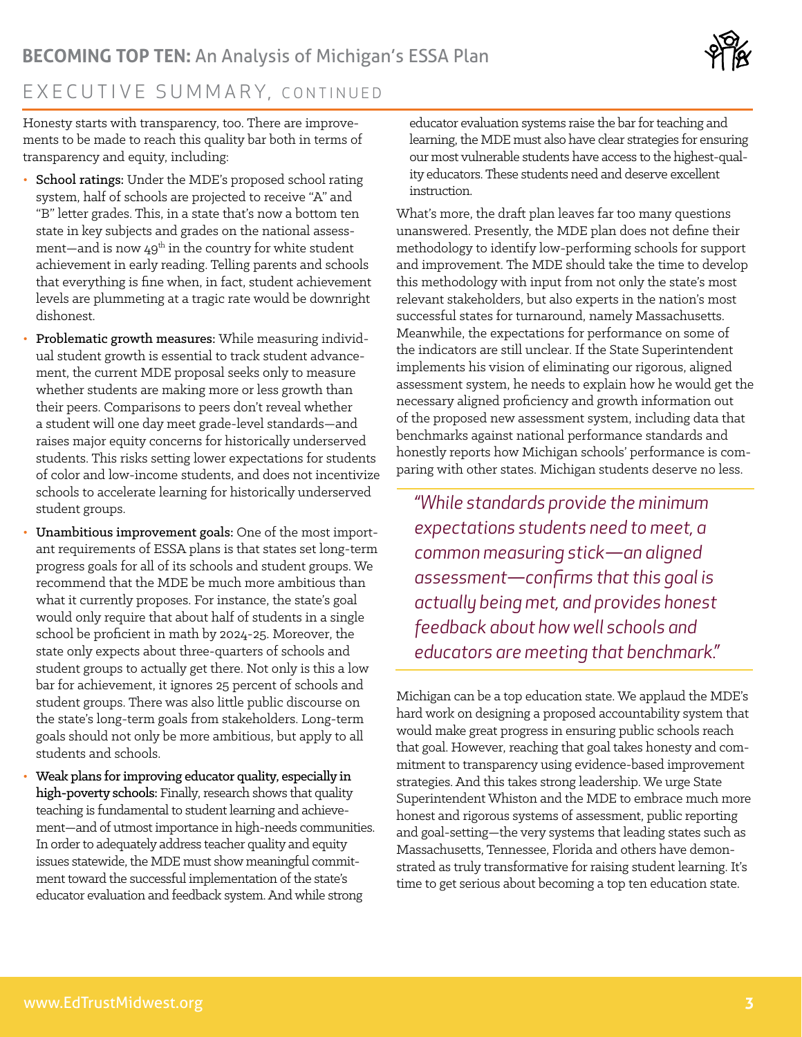## EXECUTIVE SUMMARY, CONTINUED

Honesty starts with transparency, too. There are improvements to be made to reach this quality bar both in terms of transparency and equity, including:

- **School ratings:** Under the MDE's proposed school rating system, half of schools are projected to receive "A" and "B" letter grades. This, in a state that's now a bottom ten state in key subjects and grades on the national assessment—and is now 49th in the country for white student achievement in early reading. Telling parents and schools that everything is fine when, in fact, student achievement levels are plummeting at a tragic rate would be downright dishonest.
- **Problematic growth measures:** While measuring individual student growth is essential to track student advancement, the current MDE proposal seeks only to measure whether students are making more or less growth than their peers. Comparisons to peers don't reveal whether a student will one day meet grade-level standards—and raises major equity concerns for historically underserved students. This risks setting lower expectations for students of color and low-income students, and does not incentivize schools to accelerate learning for historically underserved student groups.
- **Unambitious improvement goals:** One of the most important requirements of ESSA plans is that states set long-term progress goals for all of its schools and student groups. We recommend that the MDE be much more ambitious than what it currently proposes. For instance, the state's goal would only require that about half of students in a single school be proficient in math by 2024-25. Moreover, the state only expects about three-quarters of schools and student groups to actually get there. Not only is this a low bar for achievement, it ignores 25 percent of schools and student groups. There was also little public discourse on the state's long-term goals from stakeholders. Long-term goals should not only be more ambitious, but apply to all students and schools.
- **Weak plans for improving educator quality, especially in high-poverty schools:** Finally, research shows that quality teaching is fundamental to student learning and achievement—and of utmost importance in high-needs communities. In order to adequately address teacher quality and equity issues statewide, the MDE must show meaningful commitment toward the successful implementation of the state's educator evaluation and feedback system. And while strong educator evaluation systems raise the bar for teaching and learning, the MDE must also have clear strategies for ensuring our most vulnerable students have access to the highest-quality educators. These students need and deserve excellent instruction.

What's more, the draft plan leaves far too many questions unanswered. Presently, the MDE plan does not define their methodology to identify low-performing schools for support and improvement. The MDE should take the time to develop this methodology with input from not only the state's most relevant stakeholders, but also experts in the nation's most successful states for turnaround, namely Massachusetts. Meanwhile, the expectations for performance on some of the indicators are still unclear. If the State Superintendent implements his vision of eliminating our rigorous, aligned assessment system, he needs to explain how he would get the necessary aligned proficiency and growth information out of the proposed new assessment system, including data that benchmarks against national performance standards and honestly reports how Michigan schools' performance is comparing with other states. Michigan students deserve no less.

> *"While standards provide the minimum expectations students need to meet, a common measuring stick—an aligned assessment—confirms that this goal is actually being met, and provides honest feedback about how well schools and educators are meeting that benchmark."*

Michigan can be a top education state. We applaud the MDE's hard work on designing a proposed accountability system that would make great progress in ensuring public schools reach that goal. However, reaching that goal takes honesty and commitment to transparency using evidence-based improvement strategies. And this takes strong leadership. We urge State Superintendent Whiston and the MDE to embrace much more honest and rigorous systems of assessment, public reporting and goal-setting—the very systems that leading states such as Massachusetts, Tennessee, Florida and others have demonstrated as truly transformative for raising student learning. It's time to get serious about becoming a top ten education state.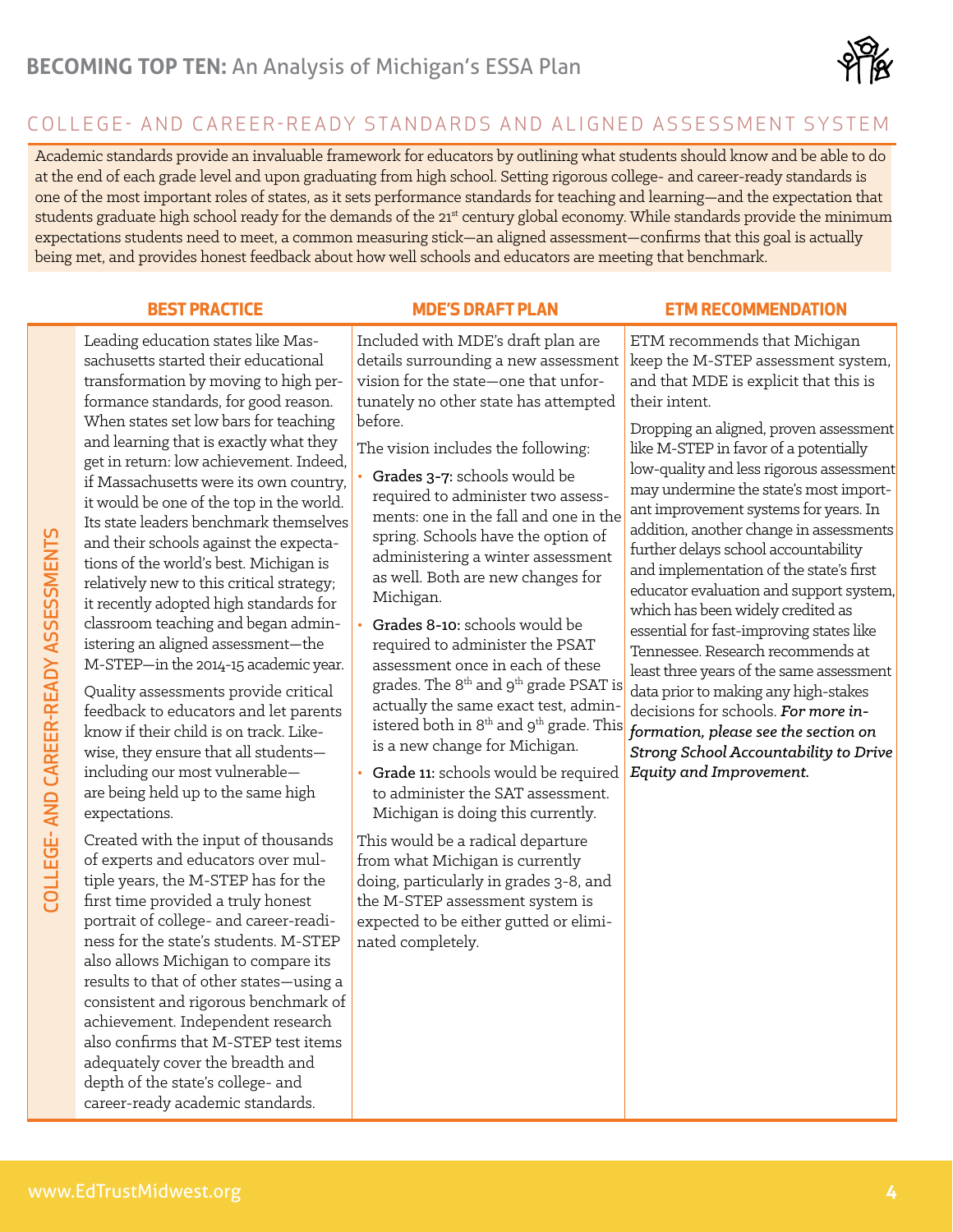## COLLEGE- AND CAREER-READY STANDARDS AND ALIGNED ASSESSMENT SYSTEM

Academic standards provide an invaluable framework for educators by outlining what students should know and be able to do at the end of each grade level and upon graduating from high school. Setting rigorous college- and career-ready standards is one of the most important roles of states, as it sets performance standards for teaching and learning—and the expectation that students graduate high school ready for the demands of the 21st century global economy. While standards provide the minimum expectations students need to meet, a common measuring stick—an aligned assessment—confirms that this goal is actually being met, and provides honest feedback about how well schools and educators are meeting that benchmark.

### COLLEGE- AND CAREER-READY ASSESSMENTS

#### BEST PRACTICE

Leading education states like Massachusetts started their educational transformation by moving to high performance standards, for good reason. When states set low bars for teaching and learning that is exactly what they get in return: low achievement. Indeed, if Massachusetts were its own country, it would be one of the top in the world. Its state leaders benchmark themselves and their schools against the expectations of the world's best. Michigan is relatively new to this critical strategy; it recently adopted high standards for classroom teaching and began administering an aligned assessment—the M-STEP—in the 2014-15 academic year.

Quality assessments provide critical feedback to educators and let parents know if their child is on track. Likewise, they ensure that all students—including our most vulnerable—are being held up to the same high expectations.

Created with the input of thousands of experts and educators over multiple years, the M-STEP has for the first time provided a truly honest portrait of college- and career-readiness for the state's students. M-STEP also allows Michigan to compare its results to that of other states—using a consistent and rigorous benchmark of achievement. Independent research also confirms that M-STEP test items adequately cover the breadth and depth of the state's college- and career-ready academic standards.

#### MDE'S DRAFT PLAN

Included with MDE's draft plan are details surrounding a new assessment vision for the state—one that unfortunately no other state has attempted before.

The vision includes the following:

- **Grades 3-7:** schools would be required to administer two assessments: one in the fall and one in the spring. Schools have the option of administering a winter assessment as well. Both are new changes for Michigan.
- **Grades 8-10:** schools would be required to administer the PSAT assessment once in each of these grades. The 8th and 9th grade PSAT is actually the same exact test, administered both in 8th and 9th grade. This is a new change for Michigan.
- **Grade 11:** schools would be required to administer the SAT assessment. Michigan is doing this currently.

This would be a radical departure from what Michigan is currently doing, particularly in grades 3-8, and the M-STEP assessment system is expected to be either gutted or eliminated completely.

#### ETM RECOMMENDATION

ETM recommends that Michigan keep the M-STEP assessment system, and that MDE is explicit that this is their intent.

Dropping an aligned, proven assessment like M-STEP in favor of a potentially low-quality and less rigorous assessment may undermine the state's most important improvement systems for years. In addition, another change in assessments further delays school accountability and implementation of the state's first educator evaluation and support system, which has been widely credited as essential for fast-improving states like Tennessee. Research recommends at least three years of the same assessment data prior to making any high-stakes decisions for schools. ***For more information, please see the section on Strong School Accountability to Drive Equity and Improvement.***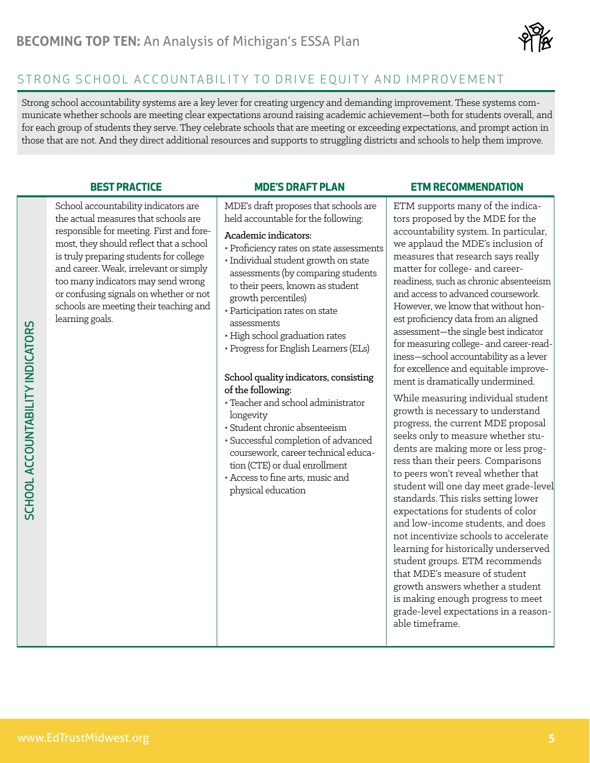## STRONG SCHOOL ACCOUNTABILITY TO DRIVE EQUITY AND IMPROVEMENT

Strong school accountability systems are a key lever for creating urgency and demanding improvement. These systems communicate whether schools are meeting clear expectations around raising academic achievement—both for students overall, and for each group of students they serve. They celebrate schools that are meeting or exceeding expectations, and prompt action in those that are not. And they direct additional resources and supports to struggling districts and schools to help them improve.

| | BEST PRACTICE | MDE'S DRAFT PLAN | ETM RECOMMENDATION |
|---|---|---|---|
| SCHOOL ACCOUNTABILITY INDICATORS | School accountability indicators are the actual measures that schools are responsible for meeting. First and foremost, they should reflect that a school is truly preparing students for college and career. Weak, irrelevant or simply too many indicators may send wrong or confusing signals on whether or not schools are meeting their teaching and learning goals. | MDE's draft proposes that schools are held accountable for the following:<br><br>**Academic indicators:**<br>• Proficiency rates on state assessments<br>• Individual student growth on state assessments (by comparing students to their peers, known as student growth percentiles)<br>• Participation rates on state assessments<br>• High school graduation rates<br>• Progress for English Learners (ELs)<br><br>**School quality indicators, consisting of the following:**<br>• Teacher and school administrator longevity<br>• Student chronic absenteeism<br>• Successful completion of advanced coursework, career technical education (CTE) or dual enrollment<br>• Access to fine arts, music and physical education | ETM supports many of the indicators proposed by the MDE for the accountability system. In particular, we applaud the MDE's inclusion of measures that research says really matter for college- and career-readiness, such as chronic absenteeism and access to advanced coursework. However, we know that without honest proficiency data from an aligned assessment—the single best indicator for measuring college- and career-readiness—school accountability as a lever for excellence and equitable improvement is dramatically undermined.<br><br>While measuring individual student growth is necessary to understand progress, the current MDE proposal seeks only to measure whether students are making more or less progress than their peers. Comparisons to peers won't reveal whether that student will one day meet grade-level standards. This risks setting lower expectations for students of color and low-income students, and does not incentivize schools to accelerate learning for historically underserved student groups. ETM recommends that MDE's measure of student growth answers whether a student is making enough progress to meet grade-level expectations in a reasonable timeframe. |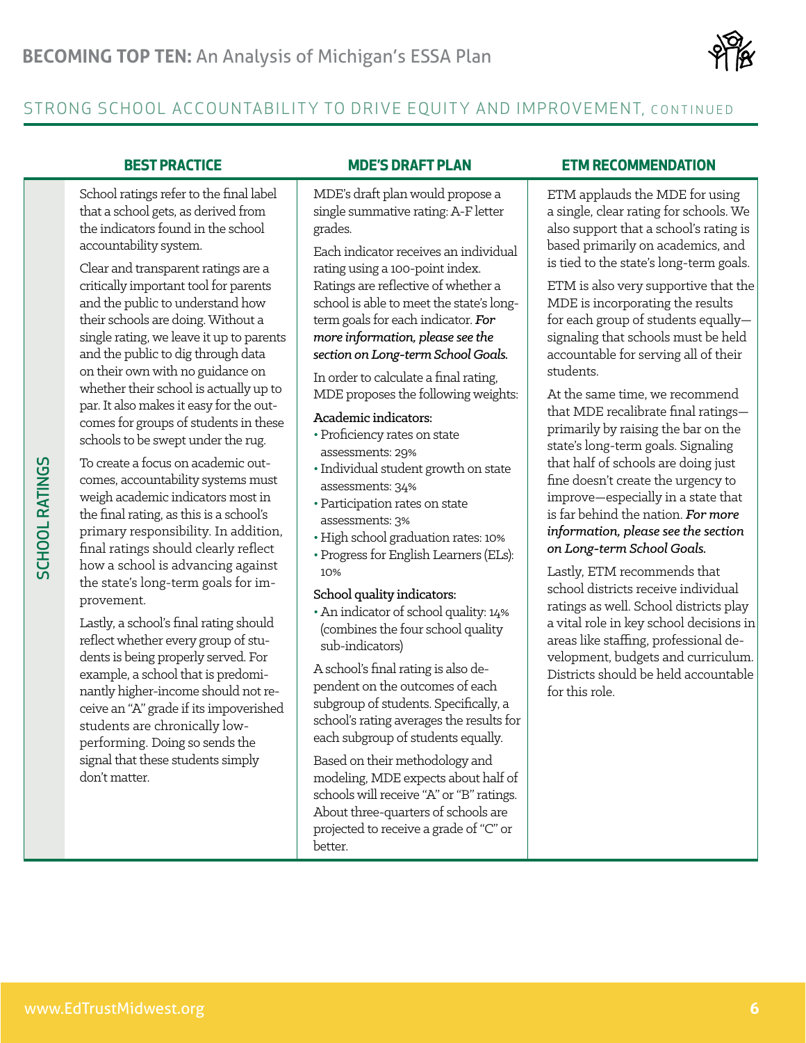## STRONG SCHOOL ACCOUNTABILITY TO DRIVE EQUITY AND IMPROVEMENT, CONTINUED

### SCHOOL RATINGS

#### BEST PRACTICE

School ratings refer to the final label that a school gets, as derived from the indicators found in the school accountability system.

Clear and transparent ratings are a critically important tool for parents and the public to understand how their schools are doing. Without a single rating, we leave it up to parents and the public to dig through data on their own with no guidance on whether their school is actually up to par. It also makes it easy for the outcomes for groups of students in these schools to be swept under the rug.

To create a focus on academic outcomes, accountability systems must weigh academic indicators most in the final rating, as this is a school's primary responsibility. In addition, final ratings should clearly reflect how a school is advancing against the state's long-term goals for improvement.

Lastly, a school's final rating should reflect whether every group of students is being properly served. For example, a school that is predominantly higher-income should not receive an "A" grade if its impoverished students are chronically low-performing. Doing so sends the signal that these students simply don't matter.

#### MDE'S DRAFT PLAN

MDE's draft plan would propose a single summative rating: A-F letter grades.

Each indicator receives an individual rating using a 100-point index. Ratings are reflective of whether a school is able to meet the state's long-term goals for each indicator. ***For more information, please see the section on Long-term School Goals.***

In order to calculate a final rating, MDE proposes the following weights:

**Academic indicators:**

- Proficiency rates on state assessments: 29%
- Individual student growth on state assessments: 34%
- Participation rates on state assessments: 3%
- High school graduation rates: 10%
- Progress for English Learners (ELs): 10%

**School quality indicators:**

- An indicator of school quality: 14% (combines the four school quality sub-indicators)

A school's final rating is also dependent on the outcomes of each subgroup of students. Specifically, a school's rating averages the results for each subgroup of students equally.

Based on their methodology and modeling, MDE expects about half of schools will receive "A" or "B" ratings. About three-quarters of schools are projected to receive a grade of "C" or better.

#### ETM RECOMMENDATION

ETM applauds the MDE for using a single, clear rating for schools. We also support that a school's rating is based primarily on academics, and is tied to the state's long-term goals.

ETM is also very supportive that the MDE is incorporating the results for each group of students equally—signaling that schools must be held accountable for serving all of their students.

At the same time, we recommend that MDE recalibrate final ratings—primarily by raising the bar on the state's long-term goals. Signaling that half of schools are doing just fine doesn't create the urgency to improve—especially in a state that is far behind the nation. ***For more information, please see the section on Long-term School Goals.***

Lastly, ETM recommends that school districts receive individual ratings as well. School districts play a vital role in key school decisions in areas like staffing, professional development, budgets and curriculum. Districts should be held accountable for this role.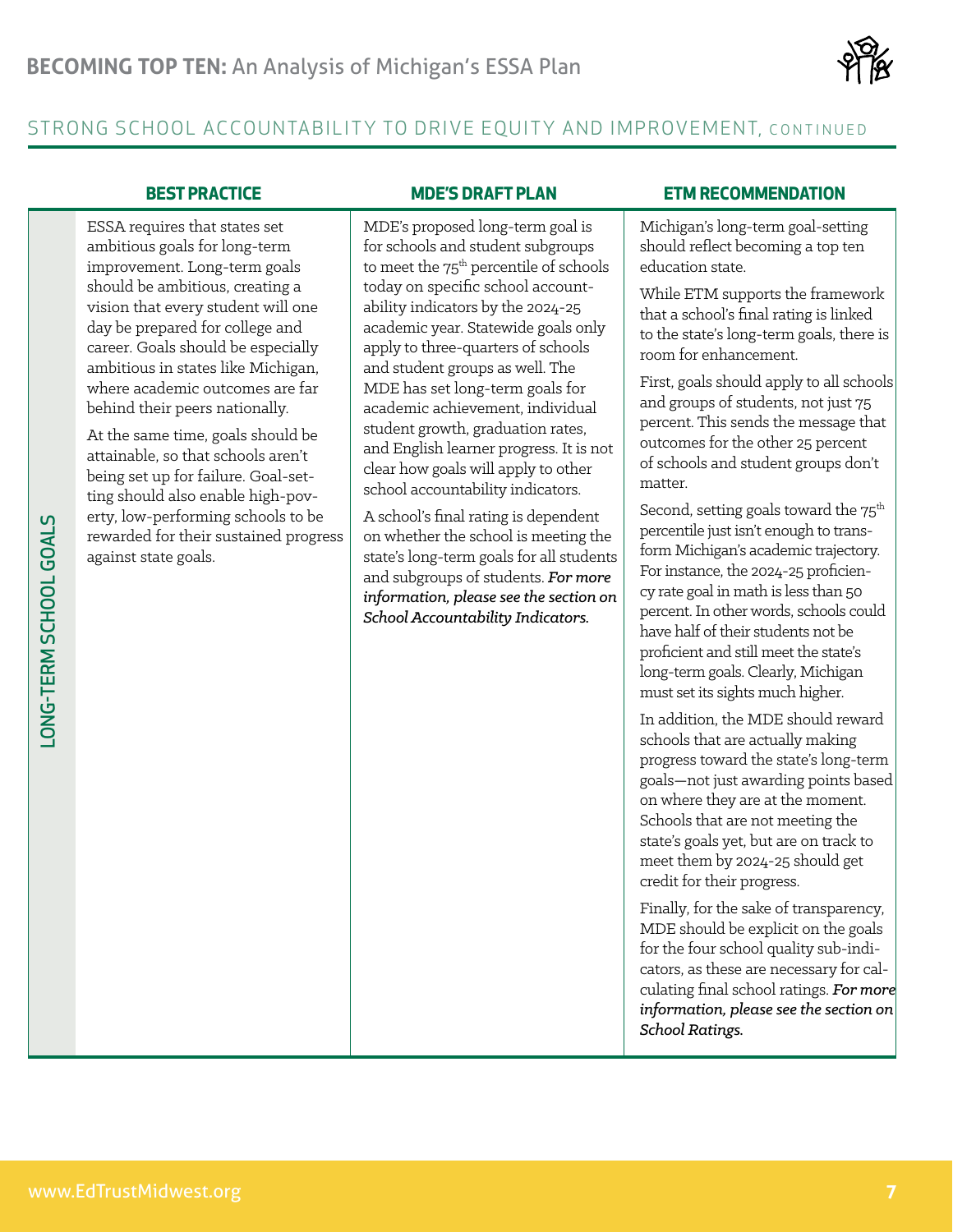## STRONG SCHOOL ACCOUNTABILITY TO DRIVE EQUITY AND IMPROVEMENT, CONTINUED

| | BEST PRACTICE | MDE'S DRAFT PLAN | ETM RECOMMENDATION |
|---|---|---|---|
| LONG-TERM SCHOOL GOALS | ESSA requires that states set ambitious goals for long-term improvement. Long-term goals should be ambitious, creating a vision that every student will one day be prepared for college and career. Goals should be especially ambitious in states like Michigan, where academic outcomes are far behind their peers nationally.<br><br>At the same time, goals should be attainable, so that schools aren't being set up for failure. Goal-setting should also enable high-poverty, low-performing schools to be rewarded for their sustained progress against state goals. | MDE's proposed long-term goal is for schools and student subgroups to meet the 75th percentile of schools today on specific school accountability indicators by the 2024-25 academic year. Statewide goals only apply to three-quarters of schools and student groups as well. The MDE has set long-term goals for academic achievement, individual student growth, graduation rates, and English learner progress. It is not clear how goals will apply to other school accountability indicators.<br><br>A school's final rating is dependent on whether the school is meeting the state's long-term goals for all students and subgroups of students. *For more information, please see the section on School Accountability Indicators.* | Michigan's long-term goal-setting should reflect becoming a top ten education state.<br><br>While ETM supports the framework that a school's final rating is linked to the state's long-term goals, there is room for enhancement.<br><br>First, goals should apply to all schools and groups of students, not just 75 percent. This sends the message that outcomes for the other 25 percent of schools and student groups don't matter.<br><br>Second, setting goals toward the 75th percentile just isn't enough to transform Michigan's academic trajectory. For instance, the 2024-25 proficiency rate goal in math is less than 50 percent. In other words, schools could have half of their students not be proficient and still meet the state's long-term goals. Clearly, Michigan must set its sights much higher.<br><br>In addition, the MDE should reward schools that are actually making progress toward the state's long-term goals—not just awarding points based on where they are at the moment. Schools that are not meeting the state's goals yet, but are on track to meet them by 2024-25 should get credit for their progress.<br><br>Finally, for the sake of transparency, MDE should be explicit on the goals for the four school quality sub-indicators, as these are necessary for calculating final school ratings. *For more information, please see the section on School Ratings.* |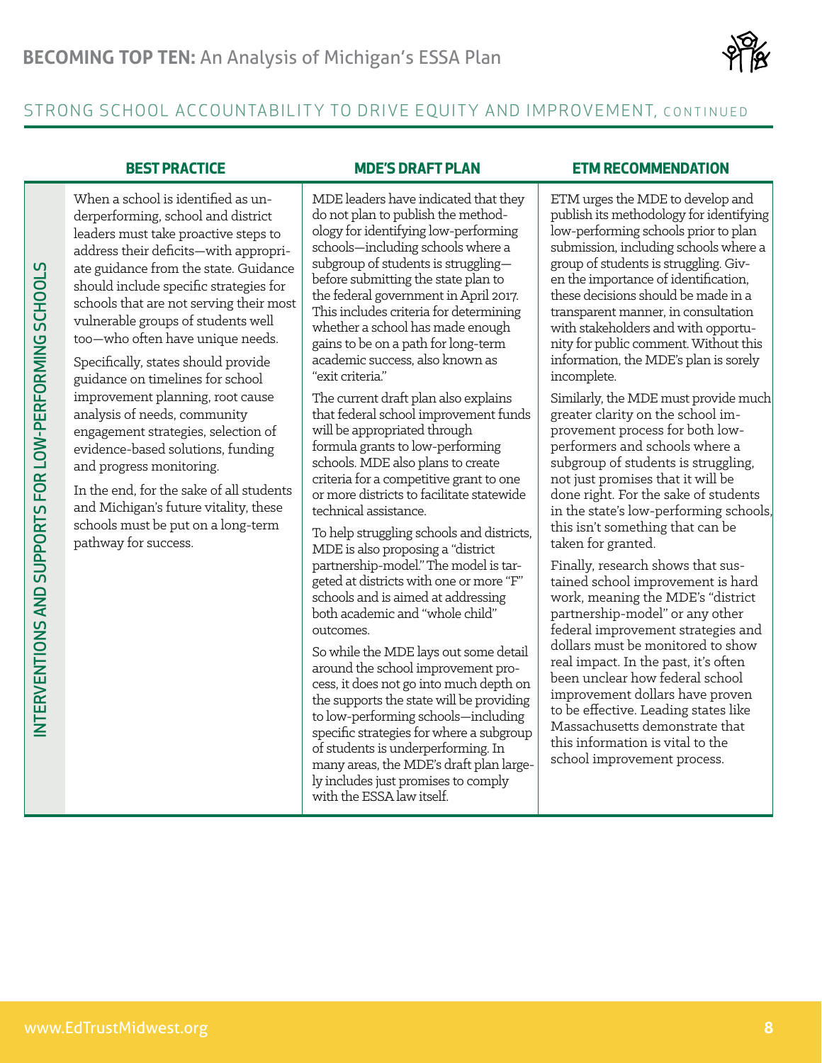## STRONG SCHOOL ACCOUNTABILITY TO DRIVE EQUITY AND IMPROVEMENT, CONTINUED

| | BEST PRACTICE | MDE'S DRAFT PLAN | ETM RECOMMENDATION |
|---|---|---|---|
| INTERVENTIONS AND SUPPORTS FOR LOW-PERFORMING SCHOOLS | When a school is identified as underperforming, school and district leaders must take proactive steps to address their deficits—with appropriate guidance from the state. Guidance should include specific strategies for schools that are not serving their most vulnerable groups of students well too—who often have unique needs.<br><br>Specifically, states should provide guidance on timelines for school improvement planning, root cause analysis of needs, community engagement strategies, selection of evidence-based solutions, funding and progress monitoring.<br><br>In the end, for the sake of all students and Michigan's future vitality, these schools must be put on a long-term pathway for success. | MDE leaders have indicated that they do not plan to publish the methodology for identifying low-performing schools—including schools where a subgroup of students is struggling—before submitting the state plan to the federal government in April 2017. This includes criteria for determining whether a school has made enough gains to be on a path for long-term academic success, also known as "exit criteria."<br><br>The current draft plan also explains that federal school improvement funds will be appropriated through formula grants to low-performing schools. MDE also plans to create criteria for a competitive grant to one or more districts to facilitate statewide technical assistance.<br><br>To help struggling schools and districts, MDE is also proposing a "district partnership-model." The model is targeted at districts with one or more "F" schools and is aimed at addressing both academic and "whole child" outcomes.<br><br>So while the MDE lays out some detail around the school improvement process, it does not go into much depth on the supports the state will be providing to low-performing schools—including specific strategies for where a subgroup of students is underperforming. In many areas, the MDE's draft plan largely includes just promises to comply with the ESSA law itself. | ETM urges the MDE to develop and publish its methodology for identifying low-performing schools prior to plan submission, including schools where a group of students is struggling. Given the importance of identification, these decisions should be made in a transparent manner, in consultation with stakeholders and with opportunity for public comment. Without this information, the MDE's plan is sorely incomplete.<br><br>Similarly, the MDE must provide much greater clarity on the school improvement process for both low-performers and schools where a subgroup of students is struggling, not just promises that it will be done right. For the sake of students in the state's low-performing schools, this isn't something that can be taken for granted.<br><br>Finally, research shows that sustained school improvement is hard work, meaning the MDE's "district partnership-model" or any other federal improvement strategies and dollars must be monitored to show real impact. In the past, it's often been unclear how federal school improvement dollars have proven to be effective. Leading states like Massachusetts demonstrate that this information is vital to the school improvement process. |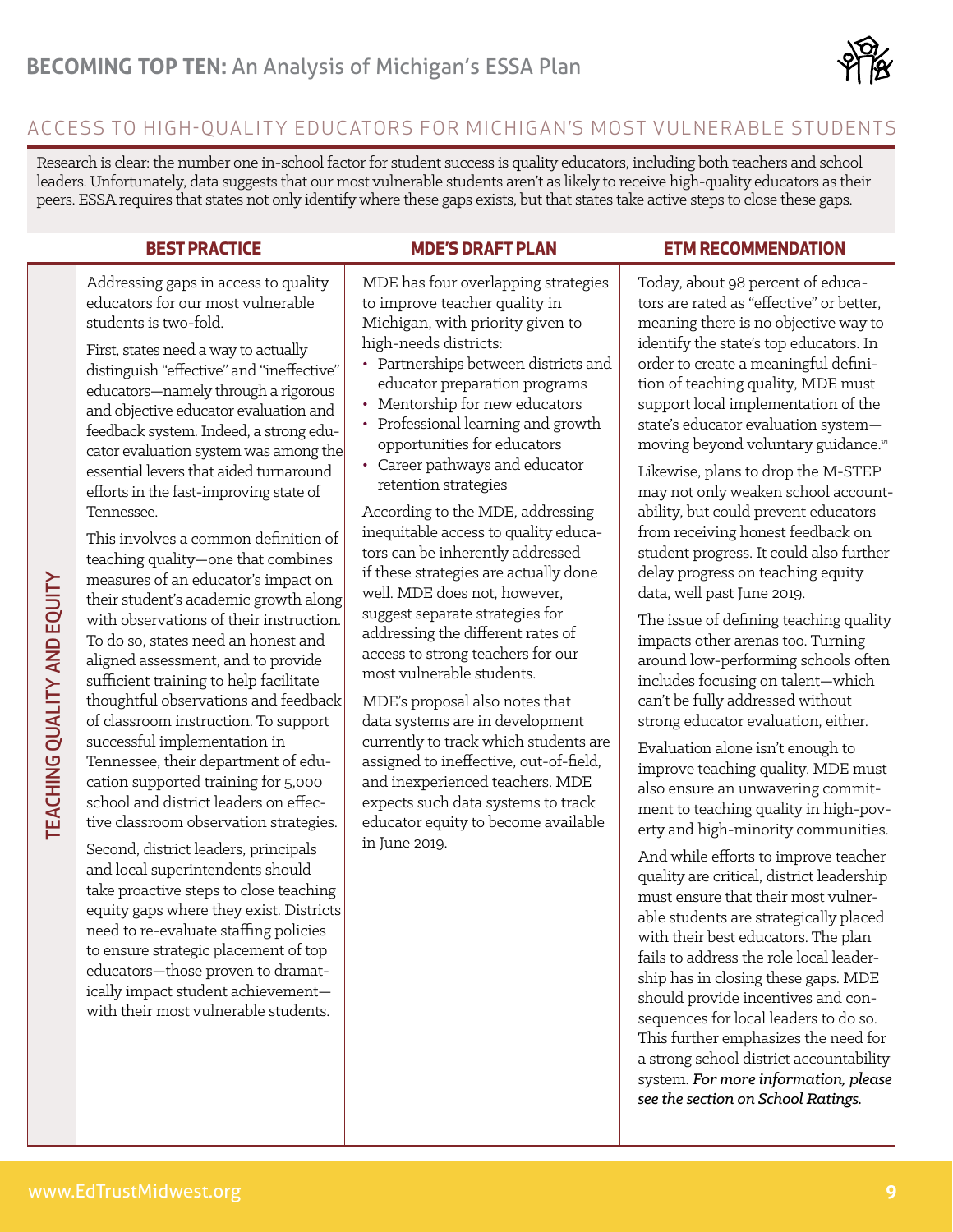## ACCESS TO HIGH-QUALITY EDUCATORS FOR MICHIGAN'S MOST VULNERABLE STUDENTS

Research is clear: the number one in-school factor for student success is quality educators, including both teachers and school leaders. Unfortunately, data suggests that our most vulnerable students aren't as likely to receive high-quality educators as their peers. ESSA requires that states not only identify where these gaps exists, but that states take active steps to close these gaps.

### TEACHING QUALITY AND EQUITY

#### BEST PRACTICE

Addressing gaps in access to quality educators for our most vulnerable students is two-fold.

First, states need a way to actually distinguish "effective" and "ineffective" educators—namely through a rigorous and objective educator evaluation and feedback system. Indeed, a strong educator evaluation system was among the essential levers that aided turnaround efforts in the fast-improving state of Tennessee.

This involves a common definition of teaching quality—one that combines measures of an educator's impact on their student's academic growth along with observations of their instruction. To do so, states need an honest and aligned assessment, and to provide sufficient training to help facilitate thoughtful observations and feedback of classroom instruction. To support successful implementation in Tennessee, their department of education supported training for 5,000 school and district leaders on effective classroom observation strategies.

Second, district leaders, principals and local superintendents should take proactive steps to close teaching equity gaps where they exist. Districts need to re-evaluate staffing policies to ensure strategic placement of top educators—those proven to dramatically impact student achievement—with their most vulnerable students.

#### MDE'S DRAFT PLAN

MDE has four overlapping strategies to improve teacher quality in Michigan, with priority given to high-needs districts:

- Partnerships between districts and educator preparation programs
- Mentorship for new educators
- Professional learning and growth opportunities for educators
- Career pathways and educator retention strategies

According to the MDE, addressing inequitable access to quality educators can be inherently addressed if these strategies are actually done well. MDE does not, however, suggest separate strategies for addressing the different rates of access to strong teachers for our most vulnerable students.

MDE's proposal also notes that data systems are in development currently to track which students are assigned to ineffective, out-of-field, and inexperienced teachers. MDE expects such data systems to track educator equity to become available in June 2019.

#### ETM RECOMMENDATION

Today, about 98 percent of educators are rated as "effective" or better, meaning there is no objective way to identify the state's top educators. In order to create a meaningful definition of teaching quality, MDE must support local implementation of the state's educator evaluation system—moving beyond voluntary guidance.[vi]

Likewise, plans to drop the M-STEP may not only weaken school accountability, but could prevent educators from receiving honest feedback on student progress. It could also further delay progress on teaching equity data, well past June 2019.

The issue of defining teaching quality impacts other arenas too. Turning around low-performing schools often includes focusing on talent—which can't be fully addressed without strong educator evaluation, either.

Evaluation alone isn't enough to improve teaching quality. MDE must also ensure an unwavering commitment to teaching quality in high-poverty and high-minority communities.

And while efforts to improve teacher quality are critical, district leadership must ensure that their most vulnerable students are strategically placed with their best educators. The plan fails to address the role local leadership has in closing these gaps. MDE should provide incentives and consequences for local leaders to do so. This further emphasizes the need for a strong school district accountability system. ***For more information, please see the section on School Ratings.***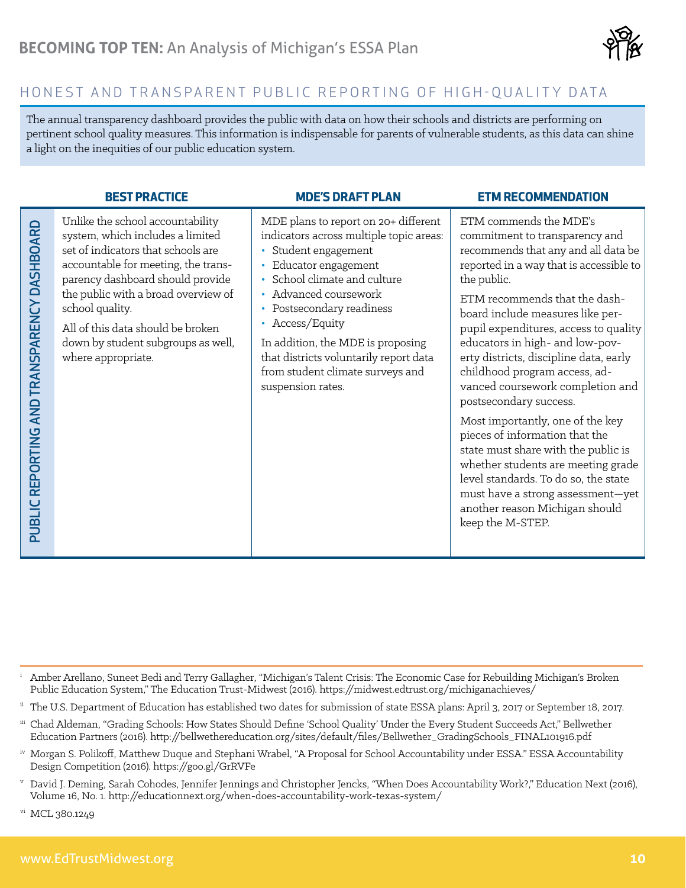## HONEST AND TRANSPARENT PUBLIC REPORTING OF HIGH-QUALITY DATA

The annual transparency dashboard provides the public with data on how their schools and districts are performing on pertinent school quality measures. This information is indispensable for parents of vulnerable students, as this data can shine a light on the inequities of our public education system.

| | BEST PRACTICE | MDE'S DRAFT PLAN | ETM RECOMMENDATION |
|---|---|---|---|
| PUBLIC REPORTING AND TRANSPARENCY DASHBOARD | Unlike the school accountability system, which includes a limited set of indicators that schools are accountable for meeting, the transparency dashboard should provide the public with a broad overview of school quality.<br><br>All of this data should be broken down by student subgroups as well, where appropriate. | MDE plans to report on 20+ different indicators across multiple topic areas:<br>• Student engagement<br>• Educator engagement<br>• School climate and culture<br>• Advanced coursework<br>• Postsecondary readiness<br>• Access/Equity<br><br>In addition, the MDE is proposing that districts voluntarily report data from student climate surveys and suspension rates. | ETM commends the MDE's commitment to transparency and recommends that any and all data be reported in a way that is accessible to the public.<br><br>ETM recommends that the dashboard include measures like per-pupil expenditures, access to quality educators in high- and low-poverty districts, discipline data, early childhood program access, advanced coursework completion and postsecondary success.<br><br>Most importantly, one of the key pieces of information that the state must share with the public is whether students are meeting grade level standards. To do so, the state must have a strong assessment—yet another reason Michigan should keep the M-STEP. |

---

[i] Amber Arellano, Suneet Bedi and Terry Gallagher, "Michigan's Talent Crisis: The Economic Case for Rebuilding Michigan's Broken Public Education System," The Education Trust-Midwest (2016). https://midwest.edtrust.org/michiganachieves/

[ii] The U.S. Department of Education has established two dates for submission of state ESSA plans: April 3, 2017 or September 18, 2017.

[iii] Chad Aldeman, "Grading Schools: How States Should Define 'School Quality' Under the Every Student Succeeds Act," Bellwether Education Partners (2016). http://bellwethereducation.org/sites/default/files/Bellwether_GradingSchools_FINAL101916.pdf

[iv] Morgan S. Polikoff, Matthew Duque and Stephani Wrabel, "A Proposal for School Accountability under ESSA." ESSA Accountability Design Competition (2016). https://goo.gl/GrRVFe

[v] David J. Deming, Sarah Cohodes, Jennifer Jennings and Christopher Jencks, "When Does Accountability Work?," Education Next (2016), Volume 16, No. 1. http://educationnext.org/when-does-accountability-work-texas-system/

[vi] MCL 380.1249